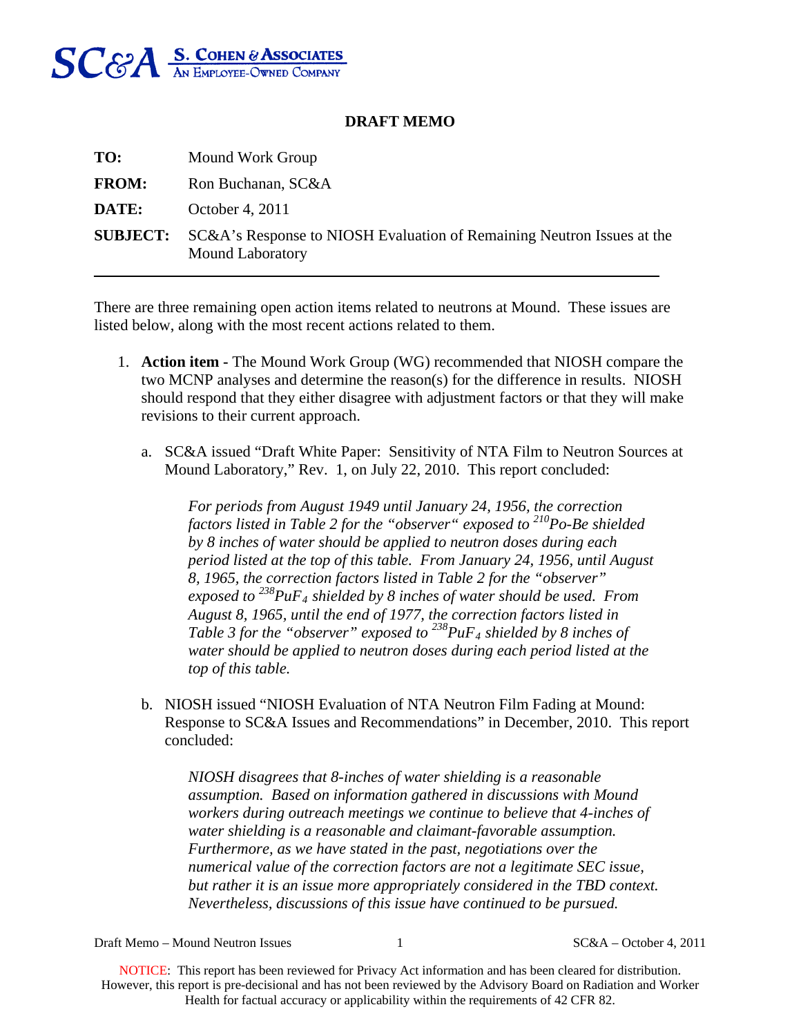SC&A S. COHEN & ASSOCIATES
AN EMPLOYEE-OWNED COMPANY

**DRAFT MEMO**

| | |
|---|---|
| **TO:** | Mound Work Group |
| **FROM:** | Ron Buchanan, SC&A |
| **DATE:** | October 4, 2011 |
| **SUBJECT:** | SC&A's Response to NIOSH Evaluation of Remaining Neutron Issues at the Mound Laboratory |

---

There are three remaining open action items related to neutrons at Mound. These issues are listed below, along with the most recent actions related to them.

1. **Action item -** The Mound Work Group (WG) recommended that NIOSH compare the two MCNP analyses and determine the reason(s) for the difference in results. NIOSH should respond that they either disagree with adjustment factors or that they will make revisions to their current approach.

   a. SC&A issued "Draft White Paper: Sensitivity of NTA Film to Neutron Sources at Mound Laboratory," Rev. 1, on July 22, 2010. This report concluded:

      *For periods from August 1949 until January 24, 1956, the correction factors listed in Table 2 for the "observer" exposed to $^{210}$Po-Be shielded by 8 inches of water should be applied to neutron doses during each period listed at the top of this table. From January 24, 1956, until August 8, 1965, the correction factors listed in Table 2 for the "observer" exposed to $^{238}PuF_4$ shielded by 8 inches of water should be used. From August 8, 1965, until the end of 1977, the correction factors listed in Table 3 for the "observer" exposed to $^{238}PuF_4$ shielded by 8 inches of water should be applied to neutron doses during each period listed at the top of this table.*

   b. NIOSH issued "NIOSH Evaluation of NTA Neutron Film Fading at Mound: Response to SC&A Issues and Recommendations" in December, 2010. This report concluded:

      *NIOSH disagrees that 8-inches of water shielding is a reasonable assumption. Based on information gathered in discussions with Mound workers during outreach meetings we continue to believe that 4-inches of water shielding is a reasonable and claimant-favorable assumption. Furthermore, as we have stated in the past, negotiations over the numerical value of the correction factors are not a legitimate SEC issue, but rather it is an issue more appropriately considered in the TBD context. Nevertheless, discussions of this issue have continued to be pursued.*

NOTICE: This report has been reviewed for Privacy Act information and has been cleared for distribution. However, this report is pre-decisional and has not been reviewed by the Advisory Board on Radiation and Worker Health for factual accuracy or applicability within the requirements of 42 CFR 82.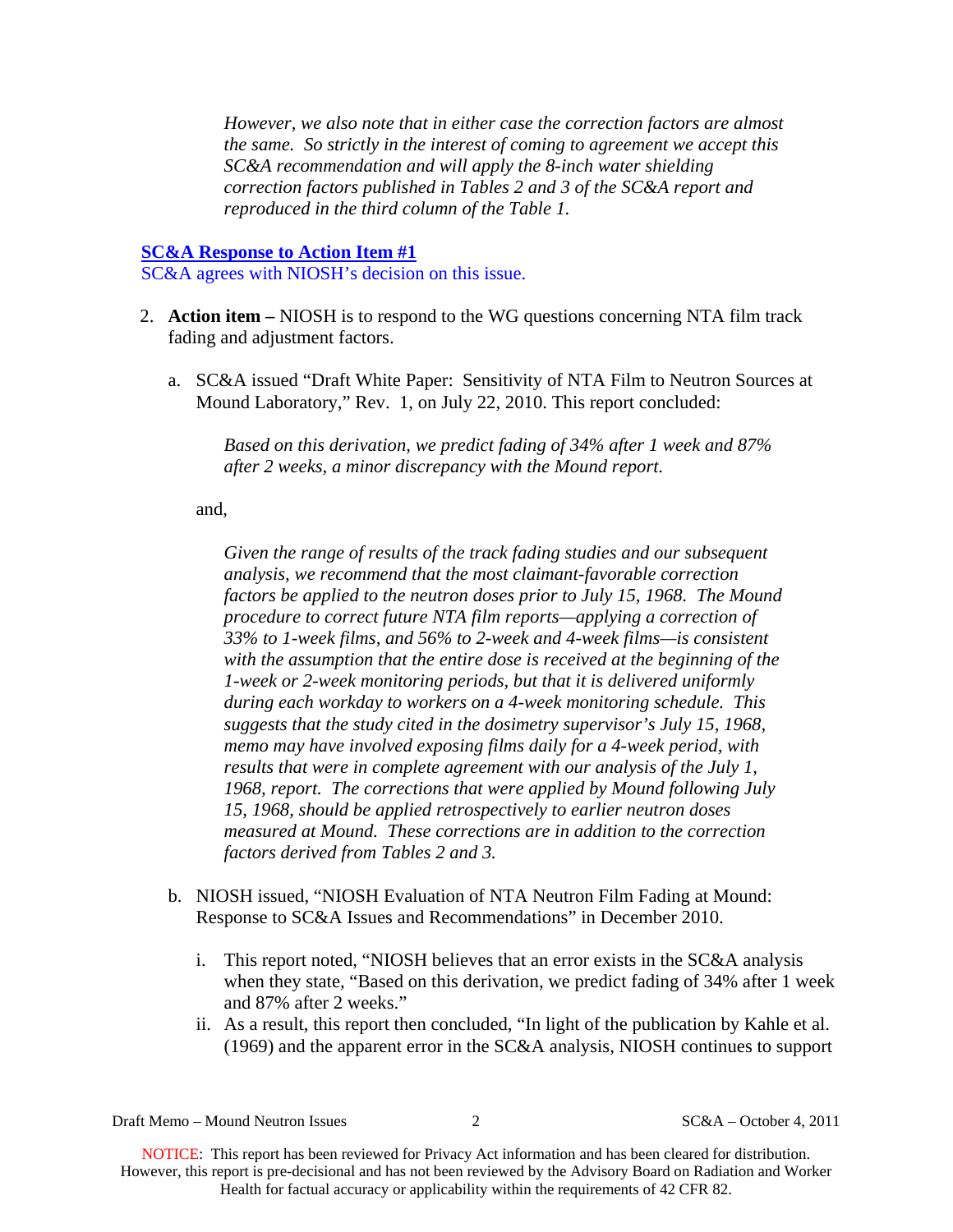*However, we also note that in either case the correction factors are almost the same. So strictly in the interest of coming to agreement we accept this SC&A recommendation and will apply the 8-inch water shielding correction factors published in Tables 2 and 3 of the SC&A report and reproduced in the third column of the Table 1.*

**SC&A Response to Action Item #1**

SC&A agrees with NIOSH's decision on this issue.

2. **Action item –** NIOSH is to respond to the WG questions concerning NTA film track fading and adjustment factors.

   a. SC&A issued "Draft White Paper: Sensitivity of NTA Film to Neutron Sources at Mound Laboratory," Rev. 1, on July 22, 2010. This report concluded:

      *Based on this derivation, we predict fading of 34% after 1 week and 87% after 2 weeks, a minor discrepancy with the Mound report.*

      and,

      *Given the range of results of the track fading studies and our subsequent analysis, we recommend that the most claimant-favorable correction factors be applied to the neutron doses prior to July 15, 1968. The Mound procedure to correct future NTA film reports—applying a correction of 33% to 1-week films, and 56% to 2-week and 4-week films—is consistent with the assumption that the entire dose is received at the beginning of the 1-week or 2-week monitoring periods, but that it is delivered uniformly during each workday to workers on a 4-week monitoring schedule. This suggests that the study cited in the dosimetry supervisor's July 15, 1968, memo may have involved exposing films daily for a 4-week period, with results that were in complete agreement with our analysis of the July 1, 1968, report. The corrections that were applied by Mound following July 15, 1968, should be applied retrospectively to earlier neutron doses measured at Mound. These corrections are in addition to the correction factors derived from Tables 2 and 3.*

   b. NIOSH issued, "NIOSH Evaluation of NTA Neutron Film Fading at Mound: Response to SC&A Issues and Recommendations" in December 2010.

      i. This report noted, "NIOSH believes that an error exists in the SC&A analysis when they state, "Based on this derivation, we predict fading of 34% after 1 week and 87% after 2 weeks."

      ii. As a result, this report then concluded, "In light of the publication by Kahle et al. (1969) and the apparent error in the SC&A analysis, NIOSH continues to support

NOTICE: This report has been reviewed for Privacy Act information and has been cleared for distribution. However, this report is pre-decisional and has not been reviewed by the Advisory Board on Radiation and Worker Health for factual accuracy or applicability within the requirements of 42 CFR 82.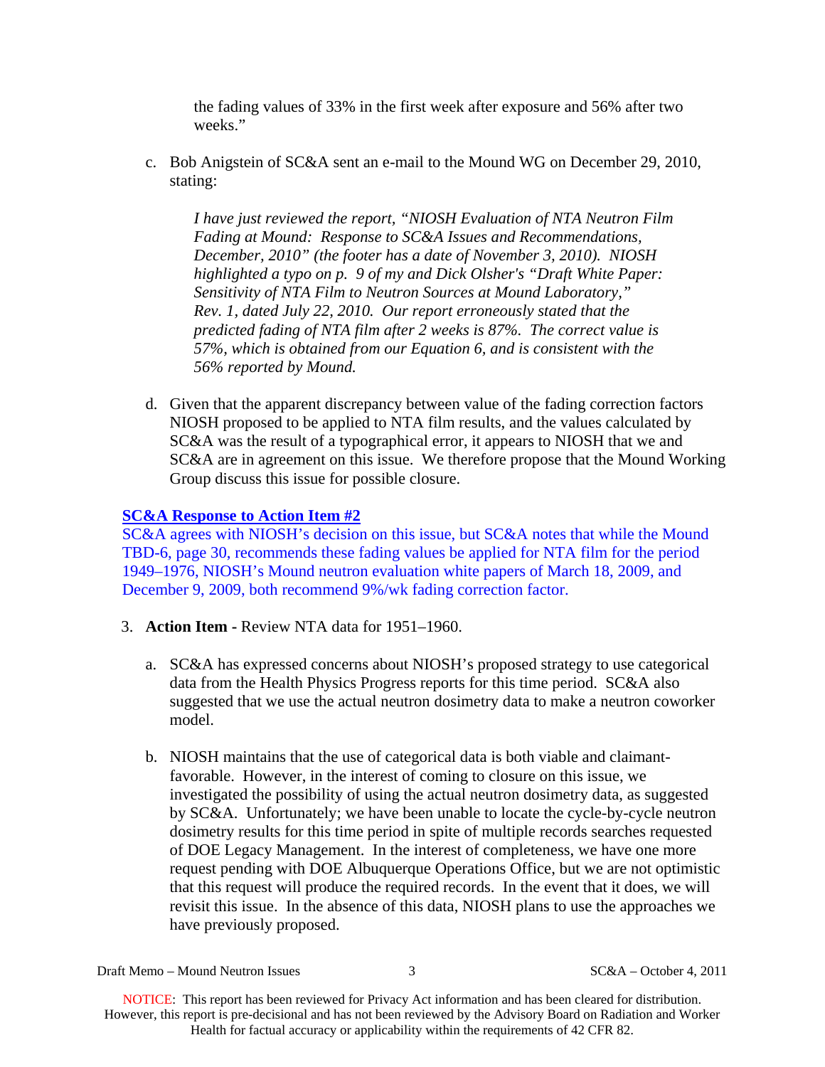the fading values of 33% in the first week after exposure and 56% after two weeks."

c. Bob Anigstein of SC&A sent an e-mail to the Mound WG on December 29, 2010, stating:

> *I have just reviewed the report, "NIOSH Evaluation of NTA Neutron Film Fading at Mound: Response to SC&A Issues and Recommendations, December, 2010" (the footer has a date of November 3, 2010). NIOSH highlighted a typo on p. 9 of my and Dick Olsher's "Draft White Paper: Sensitivity of NTA Film to Neutron Sources at Mound Laboratory," Rev. 1, dated July 22, 2010. Our report erroneously stated that the predicted fading of NTA film after 2 weeks is 87%. The correct value is 57%, which is obtained from our Equation 6, and is consistent with the 56% reported by Mound.*

d. Given that the apparent discrepancy between value of the fading correction factors NIOSH proposed to be applied to NTA film results, and the values calculated by SC&A was the result of a typographical error, it appears to NIOSH that we and SC&A are in agreement on this issue. We therefore propose that the Mound Working Group discuss this issue for possible closure.

**SC&A Response to Action Item #2**

SC&A agrees with NIOSH's decision on this issue, but SC&A notes that while the Mound TBD-6, page 30, recommends these fading values be applied for NTA film for the period 1949–1976, NIOSH's Mound neutron evaluation white papers of March 18, 2009, and December 9, 2009, both recommend 9%/wk fading correction factor.

3. **Action Item -** Review NTA data for 1951–1960.

   a. SC&A has expressed concerns about NIOSH's proposed strategy to use categorical data from the Health Physics Progress reports for this time period. SC&A also suggested that we use the actual neutron dosimetry data to make a neutron coworker model.

   b. NIOSH maintains that the use of categorical data is both viable and claimant-favorable. However, in the interest of coming to closure on this issue, we investigated the possibility of using the actual neutron dosimetry data, as suggested by SC&A. Unfortunately; we have been unable to locate the cycle-by-cycle neutron dosimetry results for this time period in spite of multiple records searches requested of DOE Legacy Management. In the interest of completeness, we have one more request pending with DOE Albuquerque Operations Office, but we are not optimistic that this request will produce the required records. In the event that it does, we will revisit this issue. In the absence of this data, NIOSH plans to use the approaches we have previously proposed.

NOTICE: This report has been reviewed for Privacy Act information and has been cleared for distribution. However, this report is pre-decisional and has not been reviewed by the Advisory Board on Radiation and Worker Health for factual accuracy or applicability within the requirements of 42 CFR 82.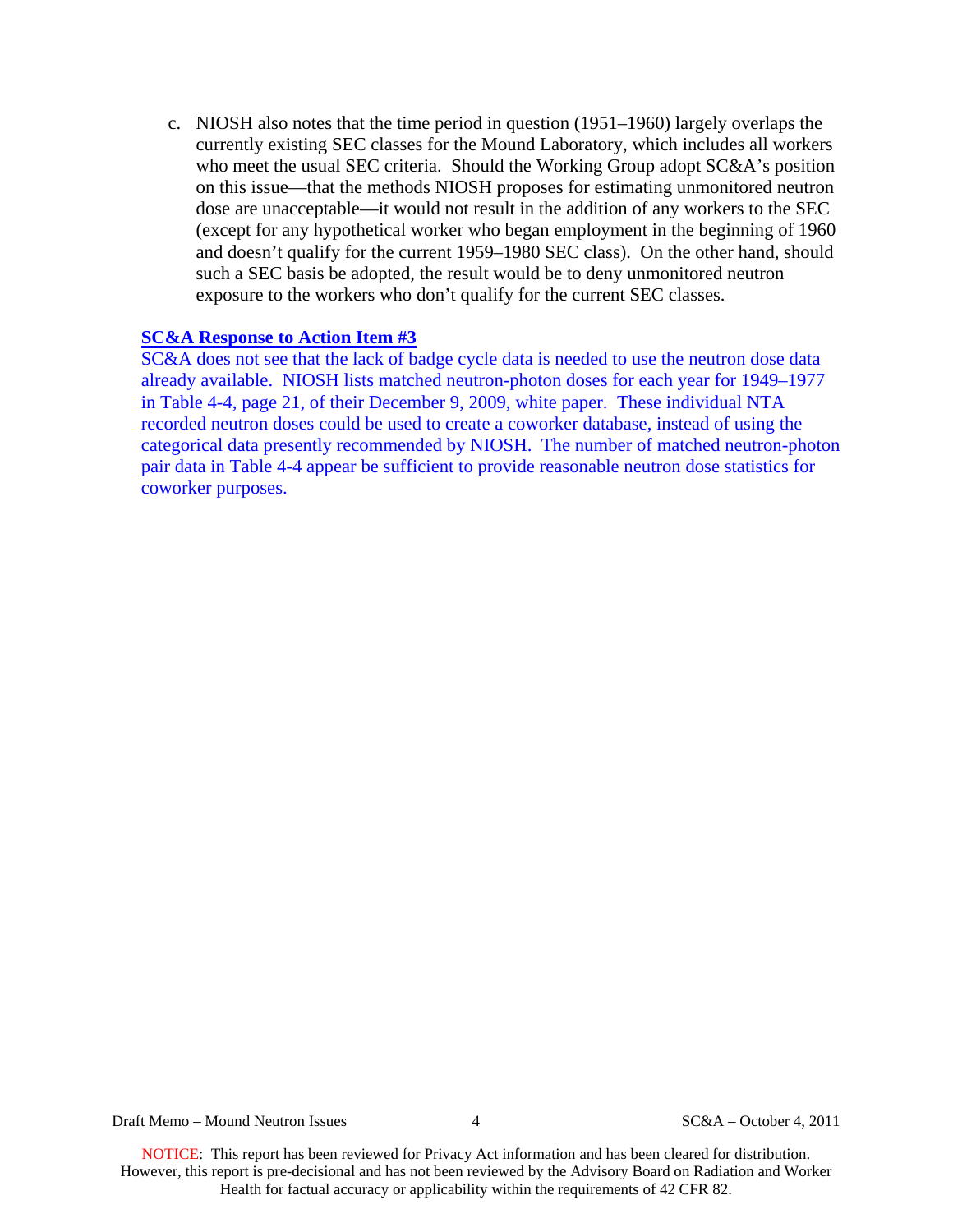c. NIOSH also notes that the time period in question (1951–1960) largely overlaps the currently existing SEC classes for the Mound Laboratory, which includes all workers who meet the usual SEC criteria. Should the Working Group adopt SC&A's position on this issue—that the methods NIOSH proposes for estimating unmonitored neutron dose are unacceptable—it would not result in the addition of any workers to the SEC (except for any hypothetical worker who began employment in the beginning of 1960 and doesn't qualify for the current 1959–1980 SEC class). On the other hand, should such a SEC basis be adopted, the result would be to deny unmonitored neutron exposure to the workers who don't qualify for the current SEC classes.

**SC&A Response to Action Item #3**

SC&A does not see that the lack of badge cycle data is needed to use the neutron dose data already available. NIOSH lists matched neutron-photon doses for each year for 1949–1977 in Table 4-4, page 21, of their December 9, 2009, white paper. These individual NTA recorded neutron doses could be used to create a coworker database, instead of using the categorical data presently recommended by NIOSH. The number of matched neutron-photon pair data in Table 4-4 appear be sufficient to provide reasonable neutron dose statistics for coworker purposes.

NOTICE: This report has been reviewed for Privacy Act information and has been cleared for distribution. However, this report is pre-decisional and has not been reviewed by the Advisory Board on Radiation and Worker Health for factual accuracy or applicability within the requirements of 42 CFR 82.